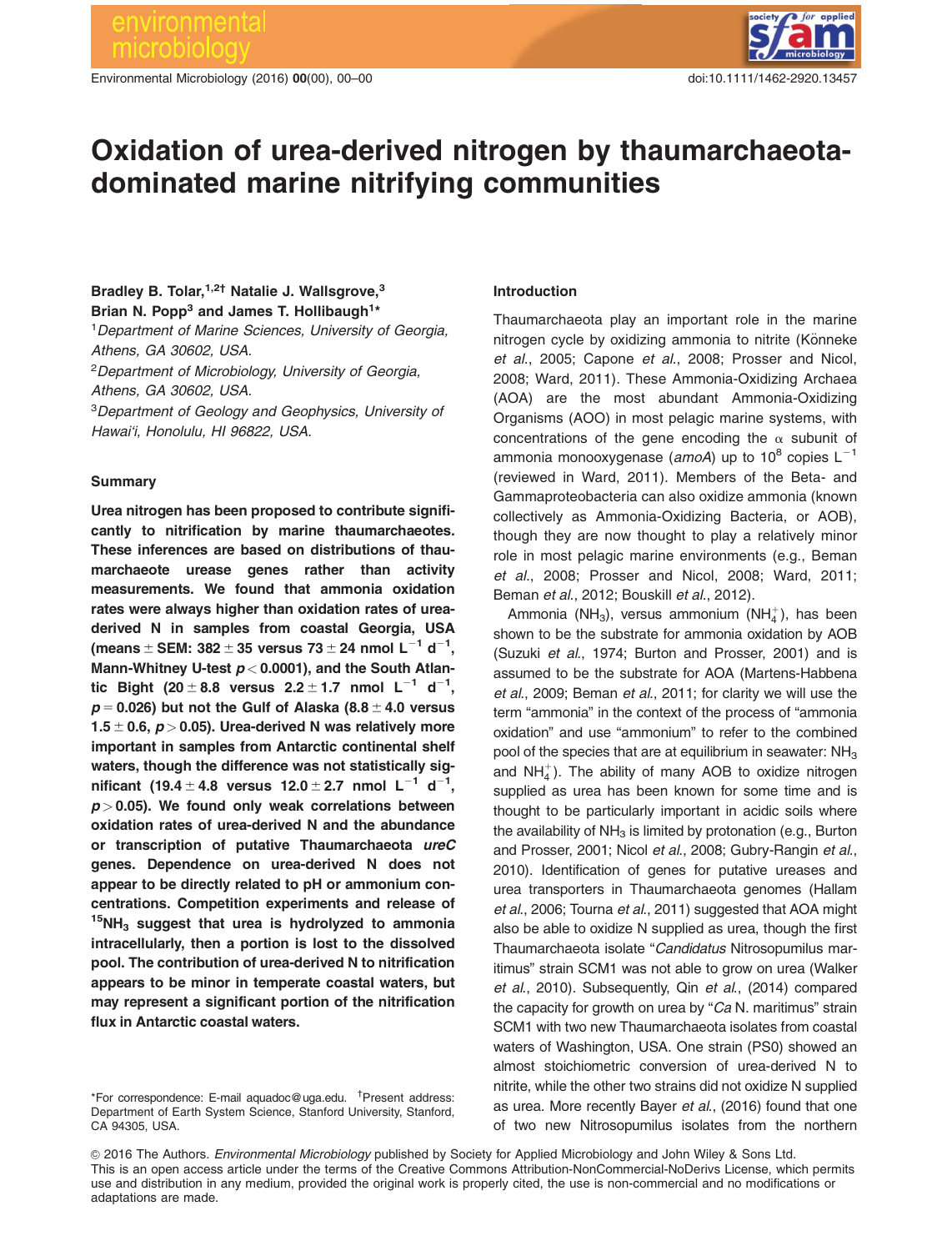# Oxidation of urea-derived nitrogen by thaumarchaeota-dominated marine nitrifying communities

**Bradley B. Tolar,[1,2†] Natalie J. Wallsgrove,[3] Brian N. Popp[3] and James T. Hollibaugh[1*]**

[1]*Department of Marine Sciences, University of Georgia, Athens, GA 30602, USA.*

[2]*Department of Microbiology, University of Georgia, Athens, GA 30602, USA.*

[3]*Department of Geology and Geophysics, University of Hawai'i, Honolulu, HI 96822, USA.*

## Summary

**Urea nitrogen has been proposed to contribute significantly to nitrification by marine thaumarchaeotes. These inferences are based on distributions of thaumarchaeote urease genes rather than activity measurements. We found that ammonia oxidation rates were always higher than oxidation rates of urea-derived N in samples from coastal Georgia, USA (means ± SEM: 382 ± 35 versus 73 ± 24 nmol $L^{-1}$ $d^{-1}$, Mann-Whitney U-test $p < 0.0001$), and the South Atlantic Bight (20 ± 8.8 versus 2.2 ± 1.7 nmol $L^{-1}$ $d^{-1}$, $p = 0.026$) but not the Gulf of Alaska (8.8 ± 4.0 versus 1.5 ± 0.6, $p > 0.05$). Urea-derived N was relatively more important in samples from Antarctic continental shelf waters, though the difference was not statistically significant (19.4 ± 4.8 versus 12.0 ± 2.7 nmol $L^{-1}$ $d^{-1}$, $p > 0.05$). We found only weak correlations between oxidation rates of urea-derived N and the abundance or transcription of putative Thaumarchaeota *ureC* genes. Dependence on urea-derived N does not appear to be directly related to pH or ammonium concentrations. Competition experiments and release of $^{15}NH_3$ suggest that urea is hydrolyzed to ammonia intracellularly, then a portion is lost to the dissolved pool. The contribution of urea-derived N to nitrification appears to be minor in temperate coastal waters, but may represent a significant portion of the nitrification flux in Antarctic coastal waters.**

*For correspondence: E-mail aquadoc@uga.edu. †Present address: Department of Earth System Science, Stanford University, Stanford, CA 94305, USA.

## Introduction

Thaumarchaeota play an important role in the marine nitrogen cycle by oxidizing ammonia to nitrite (Könneke *et al.*, 2005; Capone *et al.*, 2008; Prosser and Nicol, 2008; Ward, 2011). These Ammonia-Oxidizing Archaea (AOA) are the most abundant Ammonia-Oxidizing Organisms (AOO) in most pelagic marine systems, with concentrations of the gene encoding the α subunit of ammonia monooxygenase (*amoA*) up to $10^8$ copies $L^{-1}$ (reviewed in Ward, 2011). Members of the Beta- and Gammaproteobacteria can also oxidize ammonia (known collectively as Ammonia-Oxidizing Bacteria, or AOB), though they are now thought to play a relatively minor role in most pelagic marine environments (e.g., Beman *et al.*, 2008; Prosser and Nicol, 2008; Ward, 2011; Beman *et al.*, 2012; Bouskill *et al.*, 2012).

Ammonia ($NH_3$), versus ammonium ($NH_4^+$), has been shown to be the substrate for ammonia oxidation by AOB (Suzuki *et al.*, 1974; Burton and Prosser, 2001) and is assumed to be the substrate for AOA (Martens-Habbena *et al.*, 2009; Beman *et al.*, 2011; for clarity we will use the term "ammonia" in the context of the process of "ammonia oxidation" and use "ammonium" to refer to the combined pool of the species that are at equilibrium in seawater: $NH_3$ and $NH_4^+$). The ability of many AOB to oxidize nitrogen supplied as urea has been known for some time and is thought to be particularly important in acidic soils where the availability of $NH_3$ is limited by protonation (e.g., Burton and Prosser, 2001; Nicol *et al.*, 2008; Gubry-Rangin *et al.*, 2010). Identification of genes for putative ureases and urea transporters in Thaumarchaeota genomes (Hallam *et al.*, 2006; Tourna *et al.*, 2011) suggested that AOA might also be able to oxidize N supplied as urea, though the first Thaumarchaeota isolate "*Candidatus* Nitrosopumilus maritimus" strain SCM1 was not able to grow on urea (Walker *et al.*, 2010). Subsequently, Qin *et al.*, (2014) compared the capacity for growth on urea by "*Ca* N. maritimus" strain SCM1 with two new Thaumarchaeota isolates from coastal waters of Washington, USA. One strain (PS0) showed an almost stoichiometric conversion of urea-derived N to nitrite, while the other two strains did not oxidize N supplied as urea. More recently Bayer *et al.*, (2016) found that one of two new Nitrosopumilus isolates from the northern

© 2016 The Authors. *Environmental Microbiology* published by Society for Applied Microbiology and John Wiley & Sons Ltd. This is an open access article under the terms of the Creative Commons Attribution-NonCommercial-NoDerivs License, which permits use and distribution in any medium, provided the original work is properly cited, the use is non-commercial and no modifications or adaptations are made.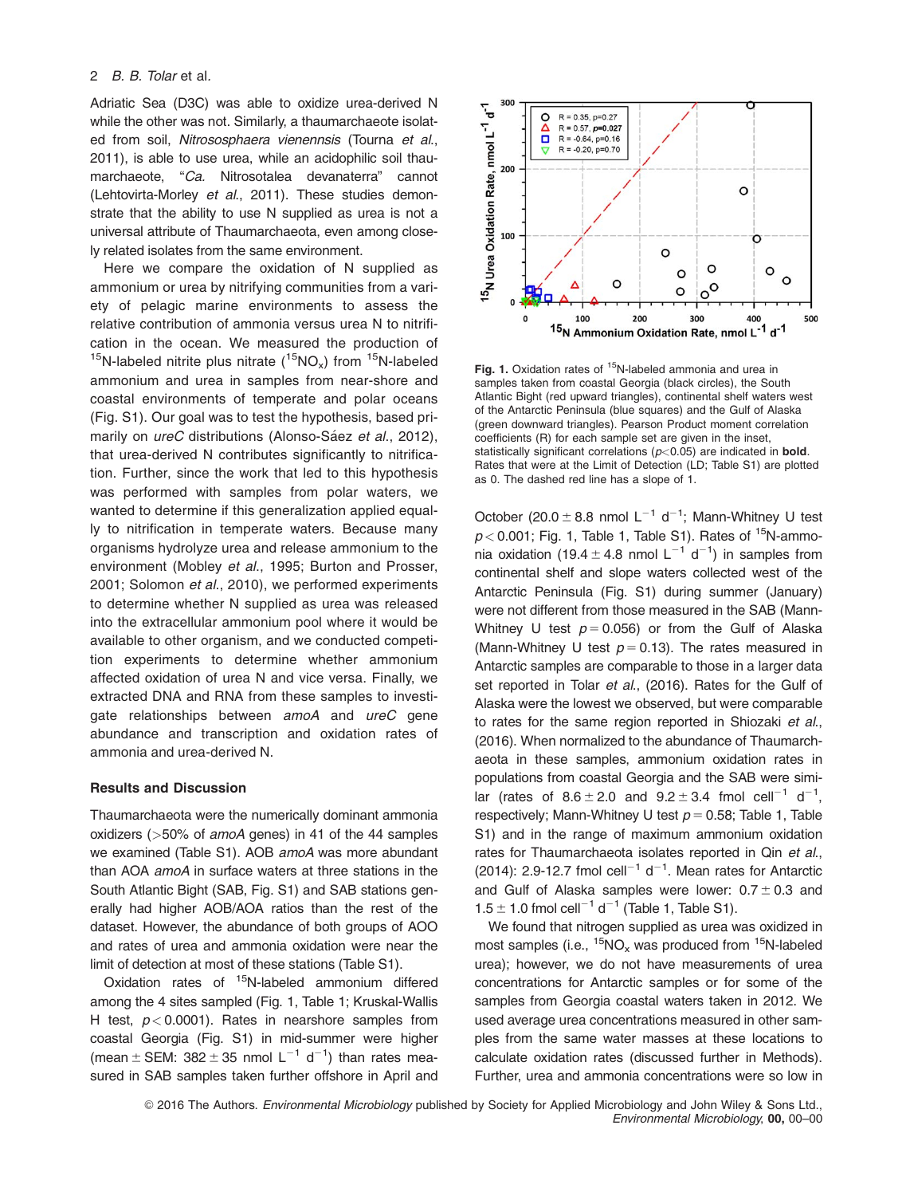Adriatic Sea (D3C) was able to oxidize urea-derived N while the other was not. Similarly, a thaumarchaeote isolated from soil, *Nitrososphaera vienennsis* (Tourna *et al.*, 2011), is able to use urea, while an acidophilic soil thaumarchaeote, "*Ca.* Nitrosotalea devanaterra" cannot (Lehtovirta-Morley *et al.*, 2011). These studies demonstrate that the ability to use N supplied as urea is not a universal attribute of Thaumarchaeota, even among closely related isolates from the same environment.

Here we compare the oxidation of N supplied as ammonium or urea by nitrifying communities from a variety of pelagic marine environments to assess the relative contribution of ammonia versus urea N to nitrification in the ocean. We measured the production of $^{15}$N-labeled nitrite plus nitrate ($^{15}NO_x$) from $^{15}$N-labeled ammonium and urea in samples from near-shore and coastal environments of temperate and polar oceans (Fig. S1). Our goal was to test the hypothesis, based primarily on *ureC* distributions (Alonso-Sáez *et al.*, 2012), that urea-derived N contributes significantly to nitrification. Further, since the work that led to this hypothesis was performed with samples from polar waters, we wanted to determine if this generalization applied equally to nitrification in temperate waters. Because many organisms hydrolyze urea and release ammonium to the environment (Mobley *et al.*, 1995; Burton and Prosser, 2001; Solomon *et al.*, 2010), we performed experiments to determine whether N supplied as urea was released into the extracellular ammonium pool where it would be available to other organism, and we conducted competition experiments to determine whether ammonium affected oxidation of urea N and vice versa. Finally, we extracted DNA and RNA from these samples to investigate relationships between *amoA* and *ureC* gene abundance and transcription and oxidation rates of ammonia and urea-derived N.

## Results and Discussion

Thaumarchaeota were the numerically dominant ammonia oxidizers (>50% of *amoA* genes) in 41 of the 44 samples we examined (Table S1). AOB *amoA* was more abundant than AOA *amoA* in surface waters at three stations in the South Atlantic Bight (SAB, Fig. S1) and SAB stations generally had higher AOB/AOA ratios than the rest of the dataset. However, the abundance of both groups of AOO and rates of urea and ammonia oxidation were near the limit of detection at most of these stations (Table S1).

Oxidation rates of $^{15}$N-labeled ammonium differed among the 4 sites sampled (Fig. 1, Table 1; Kruskal-Wallis H test, $p < 0.0001$). Rates in nearshore samples from coastal Georgia (Fig. S1) in mid-summer were higher (mean ± SEM: 382 ± 35 nmol $L^{-1}$ $d^{-1}$) than rates measured in SAB samples taken further offshore in April and October (20.0 ± 8.8 nmol $L^{-1}$ $d^{-1}$; Mann-Whitney U test $p < 0.001$; Fig. 1, Table 1, Table S1). Rates of $^{15}$N-ammonia oxidation (19.4 ± 4.8 nmol $L^{-1}$ $d^{-1}$) in samples from continental shelf and slope waters collected west of the Antarctic Peninsula (Fig. S1) during summer (January) were not different from those measured in the SAB (Mann-Whitney U test $p = 0.056$) or from the Gulf of Alaska (Mann-Whitney U test $p = 0.13$). The rates measured in Antarctic samples are comparable to those in a larger data set reported in Tolar *et al.*, (2016). Rates for the Gulf of Alaska were the lowest we observed, but were comparable to rates for the same region reported in Shiozaki *et al.*, (2016). When normalized to the abundance of Thaumarchaeota in these samples, ammonium oxidation rates in populations from coastal Georgia and the SAB were similar (rates of 8.6 ± 2.0 and 9.2 ± 3.4 fmol $cell^{-1}$ $d^{-1}$, respectively; Mann-Whitney U test $p = 0.58$; Table 1, Table S1) and in the range of maximum ammonium oxidation rates for Thaumarchaeota isolates reported in Qin *et al.*, (2014): 2.9-12.7 fmol $cell^{-1}$ $d^{-1}$. Mean rates for Antarctic and Gulf of Alaska samples were lower: 0.7 ± 0.3 and 1.5 ± 1.0 fmol $cell^{-1}$ $d^{-1}$ (Table 1, Table S1).

We found that nitrogen supplied as urea was oxidized in most samples (i.e., $^{15}NO_x$ was produced from $^{15}$N-labeled urea); however, we do not have measurements of urea concentrations for Antarctic samples or for some of the samples from Georgia coastal waters taken in 2012. We used average urea concentrations measured in other samples from the same water masses at these locations to calculate oxidation rates (discussed further in Methods). Further, urea and ammonia concentrations were so low in

**Fig. 1.** Oxidation rates of $^{15}$N-labeled ammonia and urea in samples taken from coastal Georgia (black circles), the South Atlantic Bight (red upward triangles), continental shelf waters west of the Antarctic Peninsula (blue squares) and the Gulf of Alaska (green downward triangles). Pearson Product moment correlation coefficients (R) for each sample set are given in the inset, statistically significant correlations ($p<0.05$) are indicated in **bold**. Rates that were at the Limit of Detection (LD; Table S1) are plotted as 0. The dashed red line has a slope of 1.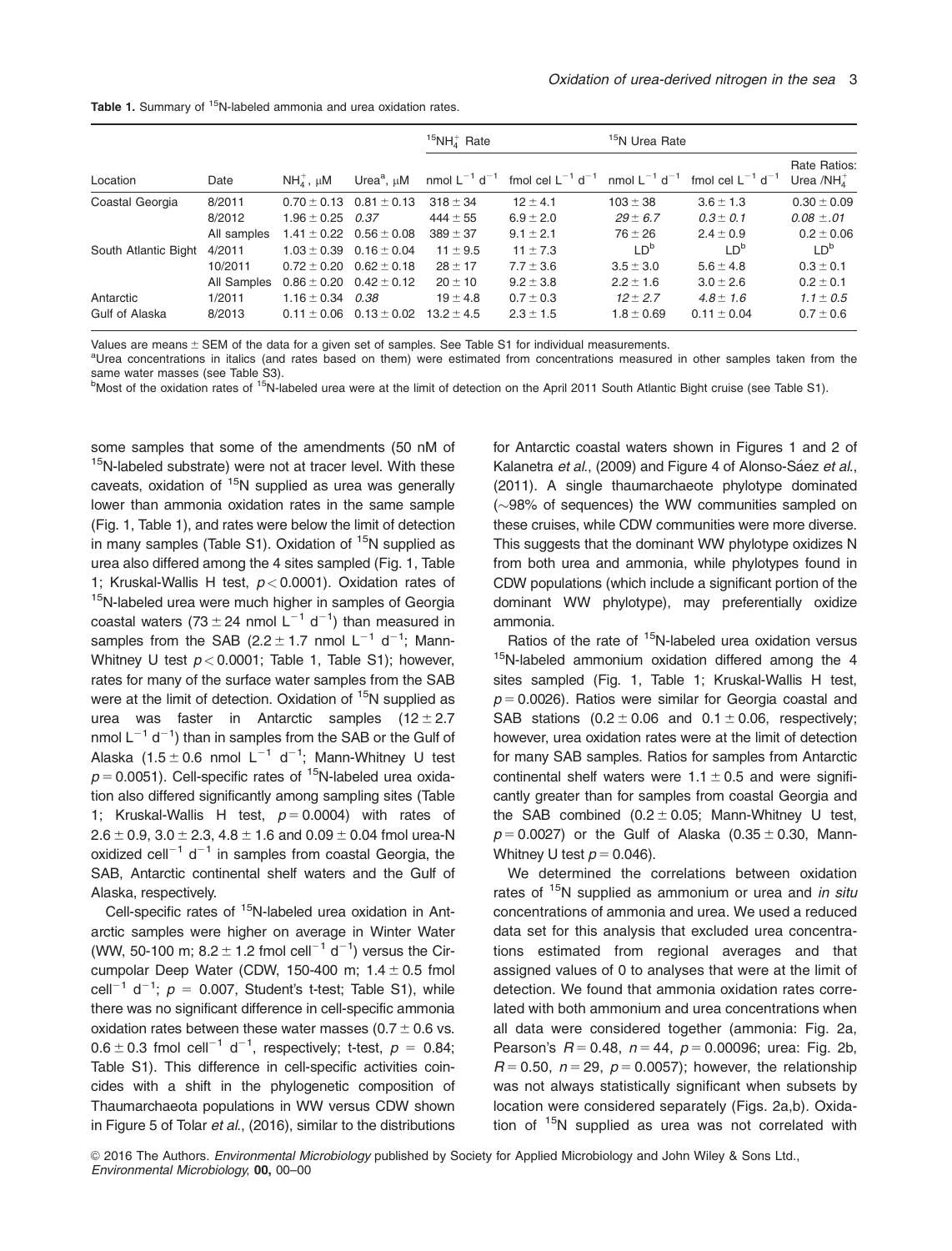**Table 1.** Summary of $^{15}$N-labeled ammonia and urea oxidation rates.

| Location | Date | $NH_4^+$, μM | Urea[a], μM | $^{15}NH_4^+$ Rate | | $^{15}$N Urea Rate | | |
|---|---|---|---|---|---|---|---|---|
| | | | | nmol $L^{-1}$ $d^{-1}$ | fmol cel $L^{-1}$ $d^{-1}$ | nmol $L^{-1}$ $d^{-1}$ | fmol cel $L^{-1}$ $d^{-1}$ | Rate Ratios: Urea /$NH_4^+$ |
| Coastal Georgia | 8/2011 | 0.70 ± 0.13 | 0.81 ± 0.13 | 318 ± 34 | 12 ± 4.1 | 103 ± 38 | 3.6 ± 1.3 | 0.30 ± 0.09 |
| | 8/2012 | 1.96 ± 0.25 | *0.37* | 444 ± 55 | 6.9 ± 2.0 | *29 ± 6.7* | *0.3 ± 0.1* | *0.08 ±.01* |
| | All samples | 1.41 ± 0.22 | 0.56 ± 0.08 | 389 ± 37 | 9.1 ± 2.1 | 76 ± 26 | 2.4 ± 0.9 | 0.2 ± 0.06 |
| South Atlantic Bight | 4/2011 | 1.03 ± 0.39 | 0.16 ± 0.04 | 11 ± 9.5 | 11 ± 7.3 | LD[b] | LD[b] | LD[b] |
| | 10/2011 | 0.72 ± 0.20 | 0.62 ± 0.18 | 28 ± 17 | 7.7 ± 3.6 | 3.5 ± 3.0 | 5.6 ± 4.8 | 0.3 ± 0.1 |
| | All Samples | 0.86 ± 0.20 | 0.42 ± 0.12 | 20 ± 10 | 9.2 ± 3.8 | 2.2 ± 1.6 | 3.0 ± 2.6 | 0.2 ± 0.1 |
| Antarctic | 1/2011 | 1.16 ± 0.34 | *0.38* | 19 ± 4.8 | 0.7 ± 0.3 | *12 ± 2.7* | *4.8 ± 1.6* | *1.1 ± 0.5* |
| Gulf of Alaska | 8/2013 | 0.11 ± 0.06 | 0.13 ± 0.02 | 13.2 ± 4.5 | 2.3 ± 1.5 | 1.8 ± 0.69 | 0.11 ± 0.04 | 0.7 ± 0.6 |

Values are means ± SEM of the data for a given set of samples. See Table S1 for individual measurements.
[a]Urea concentrations in italics (and rates based on them) were estimated from concentrations measured in other samples taken from the same water masses (see Table S3).
[b]Most of the oxidation rates of $^{15}$N-labeled urea were at the limit of detection on the April 2011 South Atlantic Bight cruise (see Table S1).

some samples that some of the amendments (50 nM of $^{15}$N-labeled substrate) were not at tracer level. With these caveats, oxidation of $^{15}$N supplied as urea was generally lower than ammonia oxidation rates in the same sample (Fig. 1, Table 1), and rates were below the limit of detection in many samples (Table S1). Oxidation of $^{15}$N supplied as urea also differed among the 4 sites sampled (Fig. 1, Table 1; Kruskal-Wallis H test, $p < 0.0001$). Oxidation rates of $^{15}$N-labeled urea were much higher in samples of Georgia coastal waters (73 ± 24 nmol $L^{-1}$ $d^{-1}$) than measured in samples from the SAB (2.2 ± 1.7 nmol $L^{-1}$ $d^{-1}$; Mann-Whitney U test $p < 0.0001$; Table 1, Table S1); however, rates for many of the surface water samples from the SAB were at the limit of detection. Oxidation of $^{15}$N supplied as urea was faster in Antarctic samples (12 ± 2.7 nmol $L^{-1}$ $d^{-1}$) than in samples from the SAB or the Gulf of Alaska (1.5 ± 0.6 nmol $L^{-1}$ $d^{-1}$; Mann-Whitney U test $p = 0.0051$). Cell-specific rates of $^{15}$N-labeled urea oxidation also differed significantly among sampling sites (Table 1; Kruskal-Wallis H test, $p = 0.0004$) with rates of 2.6 ± 0.9, 3.0 ± 2.3, 4.8 ± 1.6 and 0.09 ± 0.04 fmol urea-N oxidized $cell^{-1}$ $d^{-1}$ in samples from coastal Georgia, the SAB, Antarctic continental shelf waters and the Gulf of Alaska, respectively.

Cell-specific rates of $^{15}$N-labeled urea oxidation in Antarctic samples were higher on average in Winter Water (WW, 50-100 m; 8.2 ± 1.2 fmol $cell^{-1}$ $d^{-1}$) versus the Circumpolar Deep Water (CDW, 150-400 m; 1.4 ± 0.5 fmol $cell^{-1}$ $d^{-1}$; $p$ = 0.007, Student's t-test; Table S1), while there was no significant difference in cell-specific ammonia oxidation rates between these water masses (0.7 ± 0.6 vs. 0.6 ± 0.3 fmol $cell^{-1}$ $d^{-1}$, respectively; t-test, $p$ = 0.84; Table S1). This difference in cell-specific activities coincides with a shift in the phylogenetic composition of Thaumarchaeota populations in WW versus CDW shown in Figure 5 of Tolar *et al.*, (2016), similar to the distributions for Antarctic coastal waters shown in Figures 1 and 2 of Kalanetra *et al.*, (2009) and Figure 4 of Alonso-Sáez *et al.*, (2011). A single thaumarchaeote phylotype dominated (~98% of sequences) the WW communities sampled on these cruises, while CDW communities were more diverse. This suggests that the dominant WW phylotype oxidizes N from both urea and ammonia, while phylotypes found in CDW populations (which include a significant portion of the dominant WW phylotype), may preferentially oxidize ammonia.

Ratios of the rate of $^{15}$N-labeled urea oxidation versus $^{15}$N-labeled ammonium oxidation differed among the 4 sites sampled (Fig. 1, Table 1; Kruskal-Wallis H test, $p = 0.0026$). Ratios were similar for Georgia coastal and SAB stations (0.2 ± 0.06 and 0.1 ± 0.06, respectively; however, urea oxidation rates were at the limit of detection for many SAB samples. Ratios for samples from Antarctic continental shelf waters were 1.1 ± 0.5 and were significantly greater than for samples from coastal Georgia and the SAB combined (0.2 ± 0.05; Mann-Whitney U test, $p = 0.0027$) or the Gulf of Alaska (0.35 ± 0.30, Mann-Whitney U test $p = 0.046$).

We determined the correlations between oxidation rates of $^{15}$N supplied as ammonium or urea and *in situ* concentrations of ammonia and urea. We used a reduced data set for this analysis that excluded urea concentrations estimated from regional averages and that assigned values of 0 to analyses that were at the limit of detection. We found that ammonia oxidation rates correlated with both ammonium and urea concentrations when all data were considered together (ammonia: Fig. 2a, Pearson's $R = 0.48$, $n = 44$, $p = 0.00096$; urea: Fig. 2b, $R = 0.50$, $n = 29$, $p = 0.0057$); however, the relationship was not always statistically significant when subsets by location were considered separately (Figs. 2a,b). Oxidation of $^{15}$N supplied as urea was not correlated with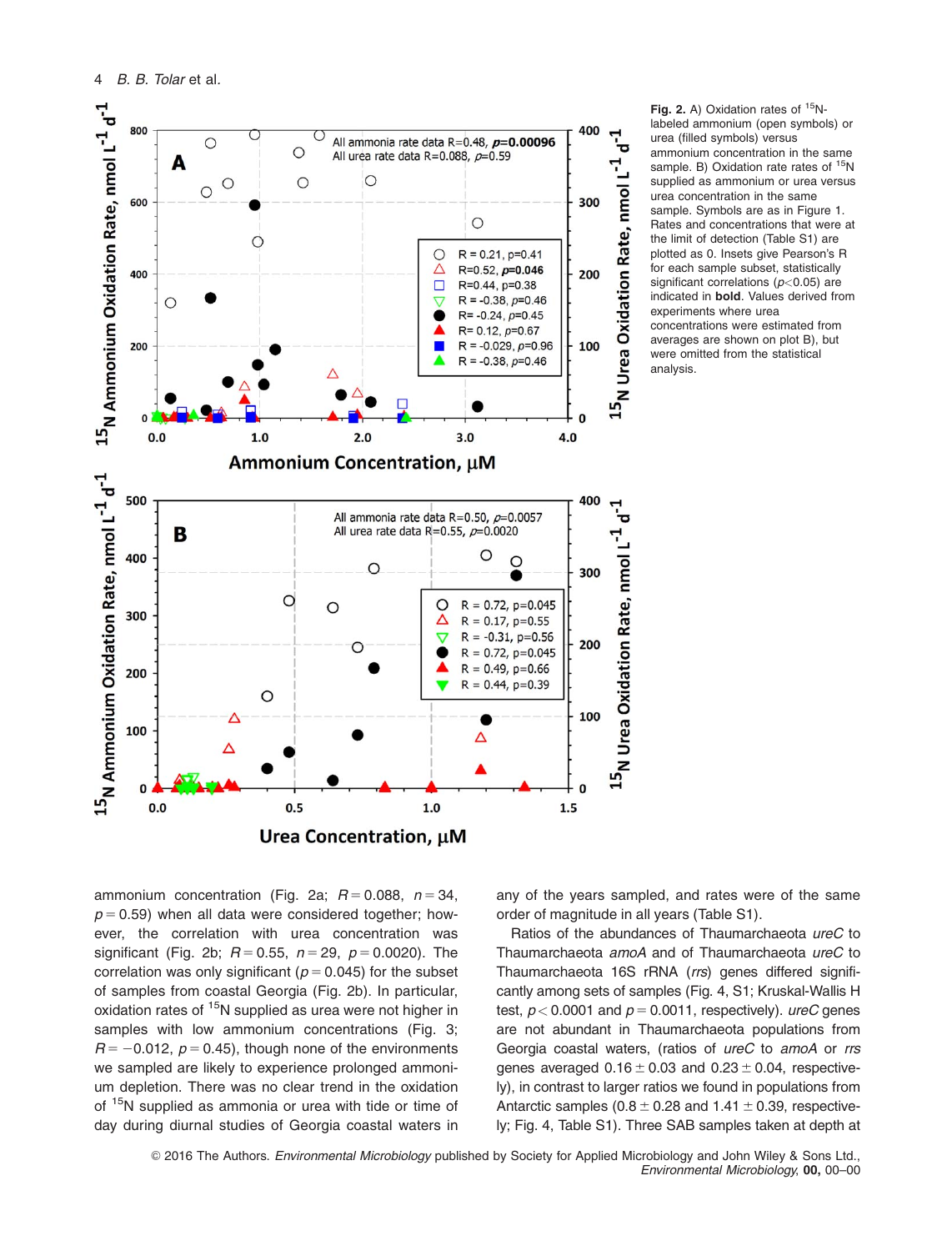**Fig. 2.** A) Oxidation rates of $^{15}$N-labeled ammonium (open symbols) or urea (filled symbols) versus ammonium concentration in the same sample. B) Oxidation rates of $^{15}$N supplied as ammonium or urea versus urea concentration in the same sample. Symbols are as in Figure 1. Rates and concentrations that were at the limit of detection (Table S1) are plotted as 0. Insets give Pearson's R for each sample subset, statistically significant correlations ($p<0.05$) are indicated in **bold**. Values derived from experiments where urea concentrations were estimated from averages are shown on plot B), but were omitted from the statistical analysis.

ammonium concentration (Fig. 2a; $R = 0.088$, $n = 34$, $p = 0.59$) when all data were considered together; however, the correlation with urea concentration was significant (Fig. 2b; $R = 0.55$, $n = 29$, $p = 0.0020$). The correlation was only significant ($p = 0.045$) for the subset of samples from coastal Georgia (Fig. 2b). In particular, oxidation rates of $^{15}$N supplied as urea were not higher in samples with low ammonium concentrations (Fig. 3; $R = -0.012$, $p = 0.45$), though none of the environments we sampled are likely to experience prolonged ammonium depletion. There was no clear trend in the oxidation of $^{15}$N supplied as ammonia or urea with tide or time of day during diurnal studies of Georgia coastal waters in any of the years sampled, and rates were of the same order of magnitude in all years (Table S1).

Ratios of the abundances of Thaumarchaeota *ureC* to Thaumarchaeota *amoA* and of Thaumarchaeota *ureC* to Thaumarchaeota 16S rRNA (*rrs*) genes differed significantly among sets of samples (Fig. 4, S1; Kruskal-Wallis H test, $p < 0.0001$ and $p = 0.0011$, respectively). *ureC* genes are not abundant in Thaumarchaeota populations from Georgia coastal waters, (ratios of *ureC* to *amoA* or *rrs* genes averaged $0.16 \pm 0.03$ and $0.23 \pm 0.04$, respectively), in contrast to larger ratios we found in populations from Antarctic samples ($0.8 \pm 0.28$ and $1.41 \pm 0.39$, respectively; Fig. 4, Table S1). Three SAB samples taken at depth at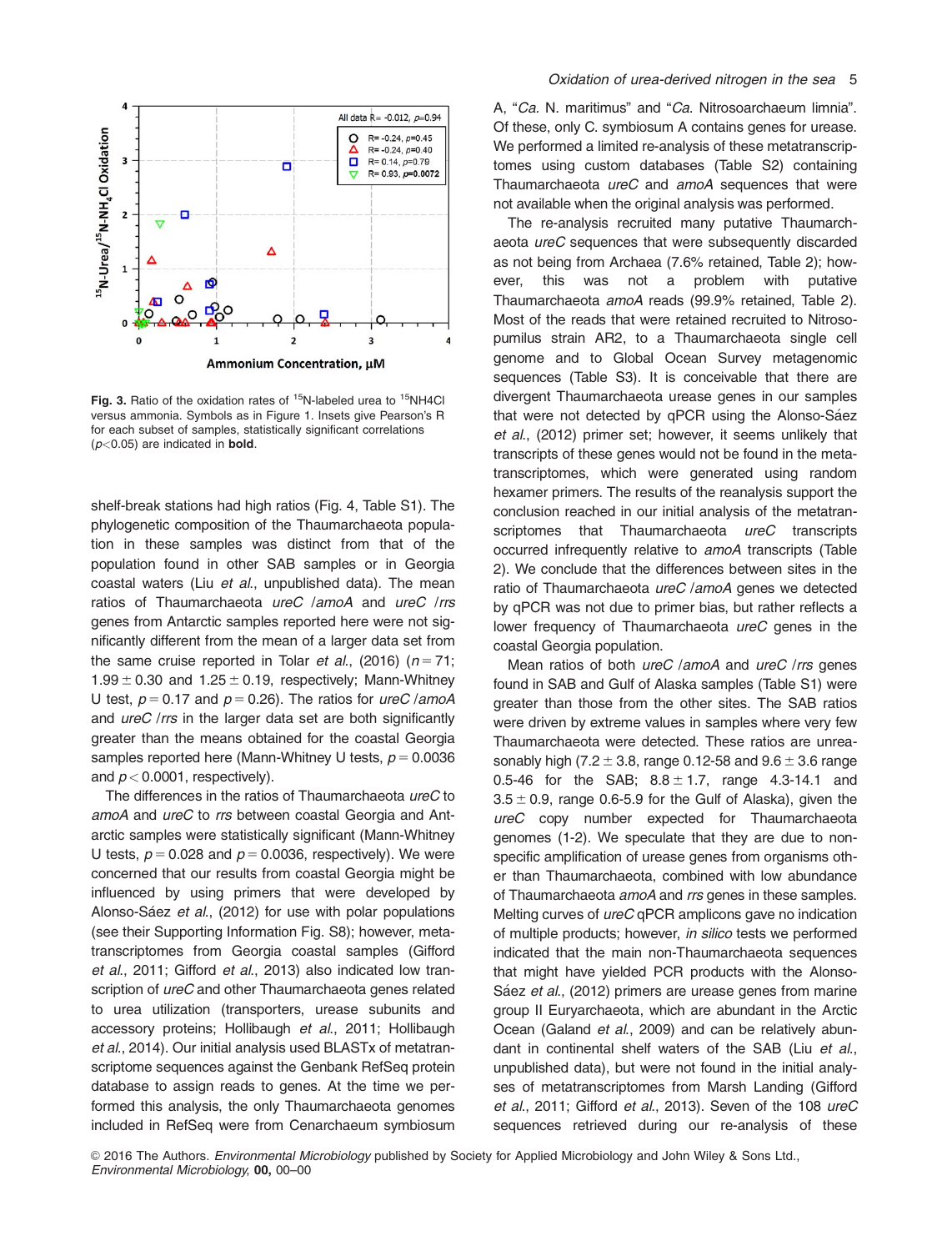**Fig. 3.** Ratio of the oxidation rates of $^{15}$N-labeled urea to $^{15}$NH4Cl versus ammonia. Symbols as in Figure 1. Insets give Pearson's R for each subset of samples, statistically significant correlations ($p$<0.05) are indicated in **bold**.

shelf-break stations had high ratios (Fig. 4, Table S1). The phylogenetic composition of the Thaumarchaeota population in these samples was distinct from that of the population found in other SAB samples or in Georgia coastal waters (Liu *et al.*, unpublished data). The mean ratios of Thaumarchaeota *ureC* /*amoA* and *ureC* /*rrs* genes from Antarctic samples reported here were not significantly different from the mean of a larger data set from the same cruise reported in Tolar *et al.*, (2016) ($n = 71$; $1.99 \pm 0.30$ and $1.25 \pm 0.19$, respectively; Mann-Whitney U test, $p = 0.17$ and $p = 0.26$). The ratios for *ureC* /*amoA* and *ureC* /*rrs* in the larger data set are both significantly greater than the means obtained for the coastal Georgia samples reported here (Mann-Whitney U tests, $p = 0.0036$ and $p < 0.0001$, respectively).

The differences in the ratios of Thaumarchaeota *ureC* to *amoA* and *ureC* to *rrs* between coastal Georgia and Antarctic samples were statistically significant (Mann-Whitney U tests, $p = 0.028$ and $p = 0.0036$, respectively). We were concerned that our results from coastal Georgia might be influenced by using primers that were developed by Alonso-Sáez *et al.*, (2012) for use with polar populations (see their Supporting Information Fig. S8); however, metatranscriptomes from Georgia coastal samples (Gifford *et al.*, 2011; Gifford *et al.*, 2013) also indicated low transcription of *ureC* and other Thaumarchaeota genes related to urea utilization (transporters, urease subunits and accessory proteins; Hollibaugh *et al.*, 2011; Hollibaugh *et al.*, 2014). Our initial analysis used BLASTx of metatranscriptome sequences against the Genbank RefSeq protein database to assign reads to genes. At the time we performed this analysis, the only Thaumarchaeota genomes included in RefSeq were from Cenarchaeum symbiosum A, "*Ca.* N. maritimus" and "*Ca.* Nitrosoarchaeum limnia". Of these, only C. symbiosum A contains genes for urease. We performed a limited re-analysis of these metatranscriptomes using custom databases (Table S2) containing Thaumarchaeota *ureC* and *amoA* sequences that were not available when the original analysis was performed.

The re-analysis recruited many putative Thaumarchaeota *ureC* sequences that were subsequently discarded as not being from Archaea (7.6% retained, Table 2); however, this was not a problem with putative Thaumarchaeota *amoA* reads (99.9% retained, Table 2). Most of the reads that were retained recruited to Nitrosopumilus strain AR2, to a Thaumarchaeota single cell genome and to Global Ocean Survey metagenomic sequences (Table S3). It is conceivable that there are divergent Thaumarchaeota urease genes in our samples that were not detected by qPCR using the Alonso-Sáez *et al.*, (2012) primer set; however, it seems unlikely that transcripts of these genes would not be found in the metatranscriptomes, which were generated using random hexamer primers. The results of the reanalysis support the conclusion reached in our initial analysis of the metatranscriptomes that Thaumarchaeota *ureC* transcripts occurred infrequently relative to *amoA* transcripts (Table 2). We conclude that the differences between sites in the ratio of Thaumarchaeota *ureC* /*amoA* genes we detected by qPCR was not due to primer bias, but rather reflects a lower frequency of Thaumarchaeota *ureC* genes in the coastal Georgia population.

Mean ratios of both *ureC* /*amoA* and *ureC* /*rrs* genes found in SAB and Gulf of Alaska samples (Table S1) were greater than those from the other sites. The SAB ratios were driven by extreme values in samples where very few Thaumarchaeota were detected. These ratios are unreasonably high ($7.2 \pm 3.8$, range 0.12-58 and $9.6 \pm 3.6$ range 0.5-46 for the SAB; $8.8 \pm 1.7$, range 4.3-14.1 and $3.5 \pm 0.9$, range 0.6-5.9 for the Gulf of Alaska), given the *ureC* copy number expected for Thaumarchaeota genomes (1-2). We speculate that they are due to nonspecific amplification of urease genes from organisms other than Thaumarchaeota, combined with low abundance of Thaumarchaeota *amoA* and *rrs* genes in these samples. Melting curves of *ureC* qPCR amplicons gave no indication of multiple products; however, *in silico* tests we performed indicated that the main non-Thaumarchaeota sequences that might have yielded PCR products with the Alonso-Sáez *et al.*, (2012) primers are urease genes from marine group II Euryarchaeota, which are abundant in the Arctic Ocean (Galand *et al.*, 2009) and can be relatively abundant in continental shelf waters of the SAB (Liu *et al.*, unpublished data), but were not found in the initial analyses of metatranscriptomes from Marsh Landing (Gifford *et al.*, 2011; Gifford *et al.*, 2013). Seven of the 108 *ureC* sequences retrieved during our re-analysis of these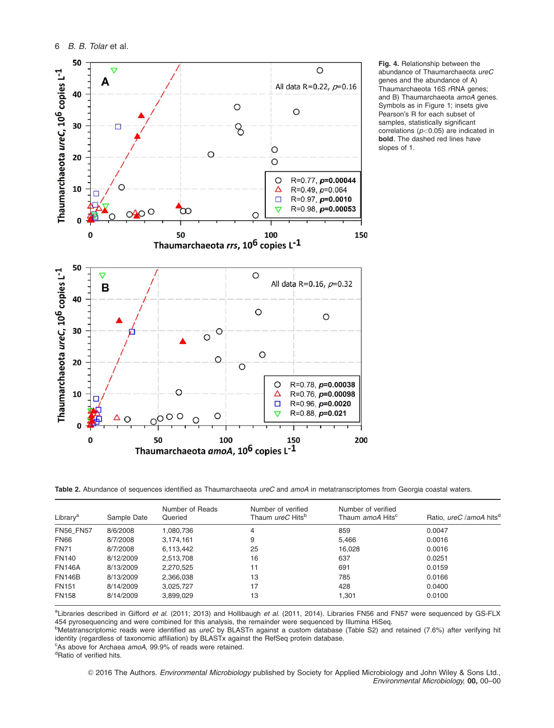**Fig. 4.** Relationship between the abundance of Thaumarchaeota *ureC* genes and the abundance of A) Thaumarchaeota 16S rRNA genes; and B) Thaumarchaeota *amoA* genes. Symbols as in Figure 1; insets give Pearson's R for each subset of samples, statistically significant correlations ($p$<0.05) are indicated in **bold**. The dashed red lines have slopes of 1.

**Table 2.** Abundance of sequences identified as Thaumarchaeota *ureC* and *amoA* in metatranscriptomes from Georgia coastal waters.

| Library[a] | Sample Date | Number of Reads Queried | Number of verified Thaum *ureC* Hits[b] | Number of verified Thaum *amoA* Hits[c] | Ratio, *ureC* /*amoA* hits[d] |
|---|---|---|---|---|---|
| FN56_FN57 | 8/6/2008 | 1,080,736 | 4 | 859 | 0.0047 |
| FN66 | 8/7/2008 | 3,174,161 | 9 | 5,466 | 0.0016 |
| FN71 | 8/7/2008 | 6,113,442 | 25 | 16,028 | 0.0016 |
| FN140 | 8/12/2009 | 2,513,708 | 16 | 637 | 0.0251 |
| FN146A | 8/13/2009 | 2,270,525 | 11 | 691 | 0.0159 |
| FN146B | 8/13/2009 | 2,366,038 | 13 | 785 | 0.0166 |
| FN151 | 8/14/2009 | 3,025,727 | 17 | 428 | 0.0400 |
| FN158 | 8/14/2009 | 3,899,029 | 13 | 1,301 | 0.0100 |

[a]Libraries described in Gifford *et al.* (2011; 2013) and Hollibaugh *et al.* (2011, 2014). Libraries FN56 and FN57 were sequenced by GS-FLX 454 pyrosequencing and were combined for this analysis, the remainder were sequenced by Illumina HiSeq.

[b]Metatranscriptomic reads were identified as *ureC* by BLASTn against a custom database (Table S2) and retained (7.6%) after verifying hit identity (regardless of taxonomic affiliation) by BLASTx against the RefSeq protein database.

[c]As above for Archaea *amoA*, 99.9% of reads were retained.

[d]Ratio of verified hits.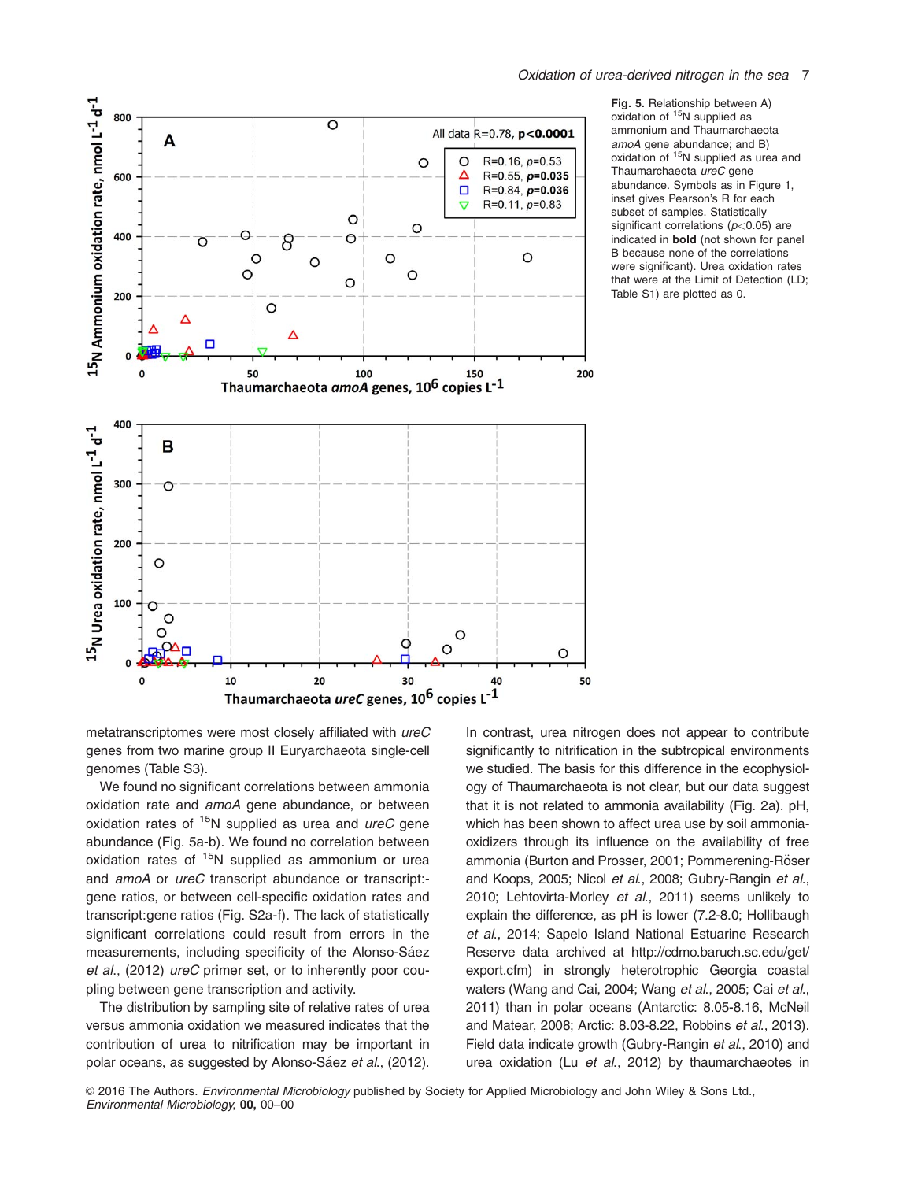**Fig. 5.** Relationship between A) oxidation of $^{15}$N supplied as ammonium and Thaumarchaeota *amoA* gene abundance; and B) oxidation of $^{15}$N supplied as urea and Thaumarchaeota *ureC* gene abundance. Symbols as in Figure 1, inset gives Pearson's R for each subset of samples. Statistically significant correlations ($p<0.05$) are indicated in **bold** (not shown for panel B because none of the correlations were significant). Urea oxidation rates that were at the Limit of Detection (LD; Table S1) are plotted as 0.

metatranscriptomes were most closely affiliated with *ureC* genes from two marine group II Euryarchaeota single-cell genomes (Table S3).

We found no significant correlations between ammonia oxidation rate and *amoA* gene abundance, or between oxidation rates of $^{15}$N supplied as urea and *ureC* gene abundance (Fig. 5a-b). We found no correlation between oxidation rates of $^{15}$N supplied as ammonium or urea and *amoA* or *ureC* transcript abundance or transcript:gene ratios, or between cell-specific oxidation rates and transcript:gene ratios (Fig. S2a-f). The lack of statistically significant correlations could result from errors in the measurements, including specificity of the Alonso-Sáez *et al.*, (2012) *ureC* primer set, or to inherently poor coupling between gene transcription and activity.

The distribution by sampling site of relative rates of urea versus ammonia oxidation we measured indicates that the contribution of urea to nitrification may be important in polar oceans, as suggested by Alonso-Sáez *et al.*, (2012). In contrast, urea nitrogen does not appear to contribute significantly to nitrification in the subtropical environments we studied. The basis for this difference in the ecophysiology of Thaumarchaeota is not clear, but our data suggest that it is not related to ammonia availability (Fig. 2a). pH, which has been shown to affect urea use by soil ammonia-oxidizers through its influence on the availability of free ammonia (Burton and Prosser, 2001; Pommerening-Röser and Koops, 2005; Nicol *et al.*, 2008; Gubry-Rangin *et al.*, 2010; Lehtovirta-Morley *et al.*, 2011) seems unlikely to explain the difference, as pH is lower (7.2-8.0; Hollibaugh *et al.*, 2014; Sapelo Island National Estuarine Research Reserve data archived at http://cdmo.baruch.sc.edu/get/export.cfm) in strongly heterotrophic Georgia coastal waters (Wang and Cai, 2004; Wang *et al.*, 2005; Cai *et al.*, 2011) than in polar oceans (Antarctic: 8.05-8.16, McNeil and Matear, 2008; Arctic: 8.03-8.22, Robbins *et al.*, 2013). Field data indicate growth (Gubry-Rangin *et al.*, 2010) and urea oxidation (Lu *et al.*, 2012) by thaumarchaeotes in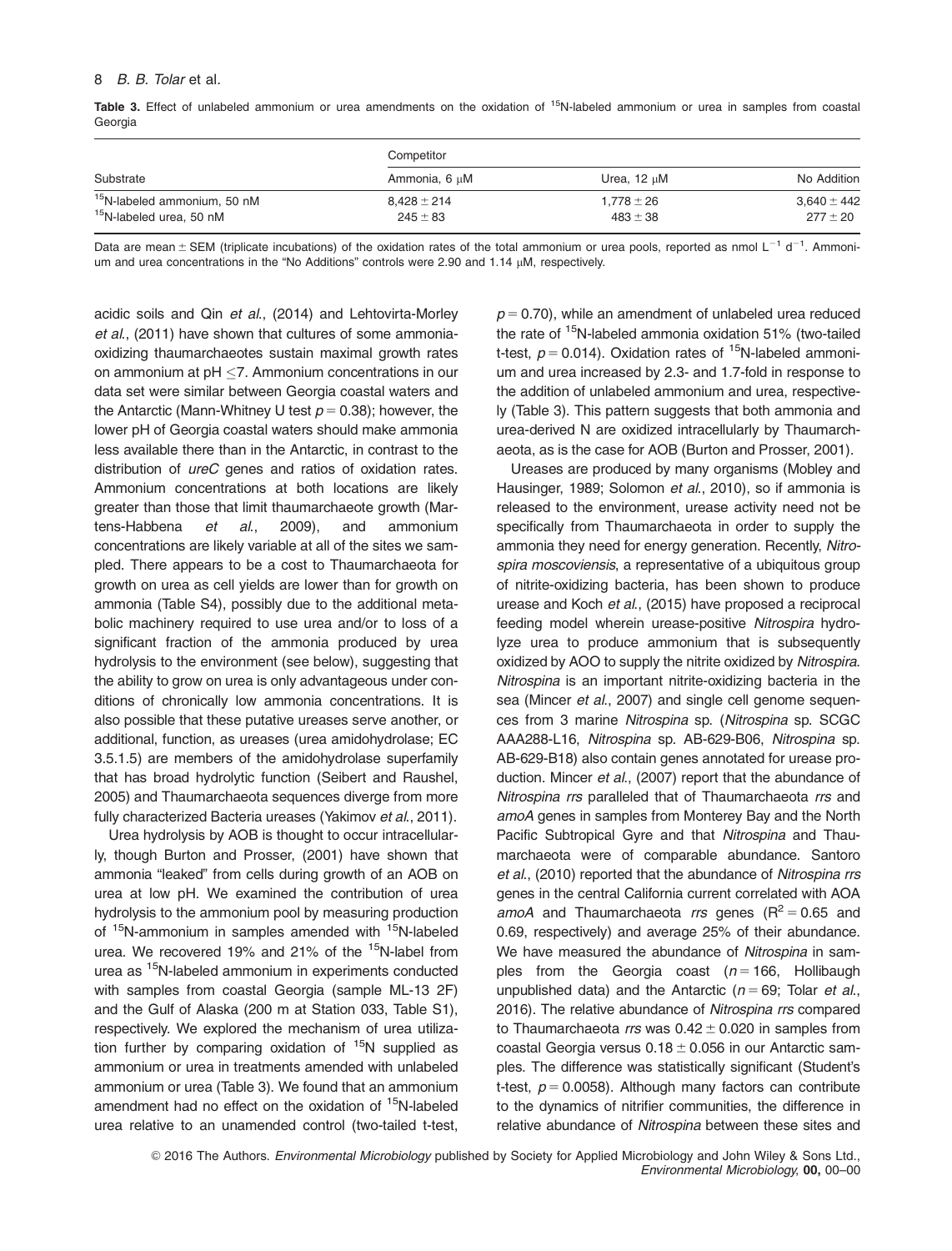**Table 3.** Effect of unlabeled ammonium or urea amendments on the oxidation of $^{15}N$-labeled ammonium or urea in samples from coastal Georgia

| Substrate | Competitor | | |
|---|---|---|---|
| | Ammonia, 6 μM | Urea, 12 μM | No Addition |
| $^{15}N$-labeled ammonium, 50 nM | 8,428 ± 214 | 1,778 ± 26 | 3,640 ± 442 |
| $^{15}N$-labeled urea, 50 nM | 245 ± 83 | 483 ± 38 | 277 ± 20 |

Data are mean ± SEM (triplicate incubations) of the oxidation rates of the total ammonium or urea pools, reported as nmol $L^{-1}$ $d^{-1}$. Ammonium and urea concentrations in the "No Additions" controls were 2.90 and 1.14 μM, respectively.

acidic soils and Qin *et al.*, (2014) and Lehtovirta-Morley *et al.*, (2011) have shown that cultures of some ammonia-oxidizing thaumarchaeotes sustain maximal growth rates on ammonium at pH ≤7. Ammonium concentrations in our data set were similar between Georgia coastal waters and the Antarctic (Mann-Whitney U test $p = 0.38$); however, the lower pH of Georgia coastal waters should make ammonia less available there than in the Antarctic, in contrast to the distribution of *ureC* genes and ratios of oxidation rates. Ammonium concentrations at both locations are likely greater than those that limit thaumarchaeote growth (Martens-Habbena *et al.*, 2009), and ammonium concentrations are likely variable at all of the sites we sampled. There appears to be a cost to Thaumarchaeota for growth on urea as cell yields are lower than for growth on ammonia (Table S4), possibly due to the additional metabolic machinery required to use urea and/or to loss of a significant fraction of the ammonia produced by urea hydrolysis to the environment (see below), suggesting that the ability to grow on urea is only advantageous under conditions of chronically low ammonia concentrations. It is also possible that these putative ureases serve another, or additional, function, as ureases (urea amidohydrolase; EC 3.5.1.5) are members of the amidohydrolase superfamily that has broad hydrolytic function (Seibert and Raushel, 2005) and Thaumarchaeota sequences diverge from more fully characterized Bacteria ureases (Yakimov *et al.*, 2011).

Urea hydrolysis by AOB is thought to occur intracellularly, though Burton and Prosser, (2001) have shown that ammonia "leaked" from cells during growth of an AOB on urea at low pH. We examined the contribution of urea hydrolysis to the ammonium pool by measuring production of $^{15}N$-ammonium in samples amended with $^{15}N$-labeled urea. We recovered 19% and 21% of the $^{15}N$-label from urea as $^{15}N$-labeled ammonium in experiments conducted with samples from coastal Georgia (sample ML-13 2F) and the Gulf of Alaska (200 m at Station 033, Table S1), respectively. We explored the mechanism of urea utilization further by comparing oxidation of $^{15}N$ supplied as ammonium or urea in treatments amended with unlabeled ammonium or urea (Table 3). We found that an ammonium amendment had no effect on the oxidation of $^{15}N$-labeled urea relative to an unamended control (two-tailed t-test, $p = 0.70$), while an amendment of unlabeled urea reduced the rate of $^{15}N$-labeled ammonia oxidation 51% (two-tailed t-test, $p = 0.014$). Oxidation rates of $^{15}N$-labeled ammonium and urea increased by 2.3- and 1.7-fold in response to the addition of unlabeled ammonium and urea, respectively (Table 3). This pattern suggests that both ammonia and urea-derived N are oxidized intracellularly by Thaumarchaeota, as is the case for AOB (Burton and Prosser, 2001).

Ureases are produced by many organisms (Mobley and Hausinger, 1989; Solomon *et al.*, 2010), so if ammonia is released to the environment, urease activity need not be specifically from Thaumarchaeota in order to supply the ammonia they need for energy generation. Recently, *Nitrospira moscoviensis*, a representative of a ubiquitous group of nitrite-oxidizing bacteria, has been shown to produce urease and Koch *et al.*, (2015) have proposed a reciprocal feeding model wherein urease-positive *Nitrospira* hydrolyze urea to produce ammonium that is subsequently oxidized by AOO to supply the nitrite oxidized by *Nitrospira*. *Nitrospina* is an important nitrite-oxidizing bacteria in the sea (Mincer *et al.*, 2007) and single cell genome sequences from 3 marine *Nitrospina* sp. (*Nitrospina* sp. SCGC AAA288-L16, *Nitrospina* sp. AB-629-B06, *Nitrospina* sp. AB-629-B18) also contain genes annotated for urease production. Mincer *et al.*, (2007) report that the abundance of *Nitrospina rrs* paralleled that of Thaumarchaeota *rrs* and *amoA* genes in samples from Monterey Bay and the North Pacific Subtropical Gyre and that *Nitrospina* and Thaumarchaeota were of comparable abundance. Santoro *et al.*, (2010) reported that the abundance of *Nitrospina rrs* genes in the central California current correlated with AOA *amoA* and Thaumarchaeota *rrs* genes ($R^2 = 0.65$ and 0.69, respectively) and average 25% of their abundance. We have measured the abundance of *Nitrospina* in samples from the Georgia coast ($n = 166$, Hollibaugh unpublished data) and the Antarctic ($n = 69$; Tolar *et al.*, 2016). The relative abundance of *Nitrospina rrs* compared to Thaumarchaeota *rrs* was 0.42 ± 0.020 in samples from coastal Georgia versus 0.18 ± 0.056 in our Antarctic samples. The difference was statistically significant (Student's t-test, $p = 0.0058$). Although many factors can contribute to the dynamics of nitrifier communities, the difference in relative abundance of *Nitrospina* between these sites and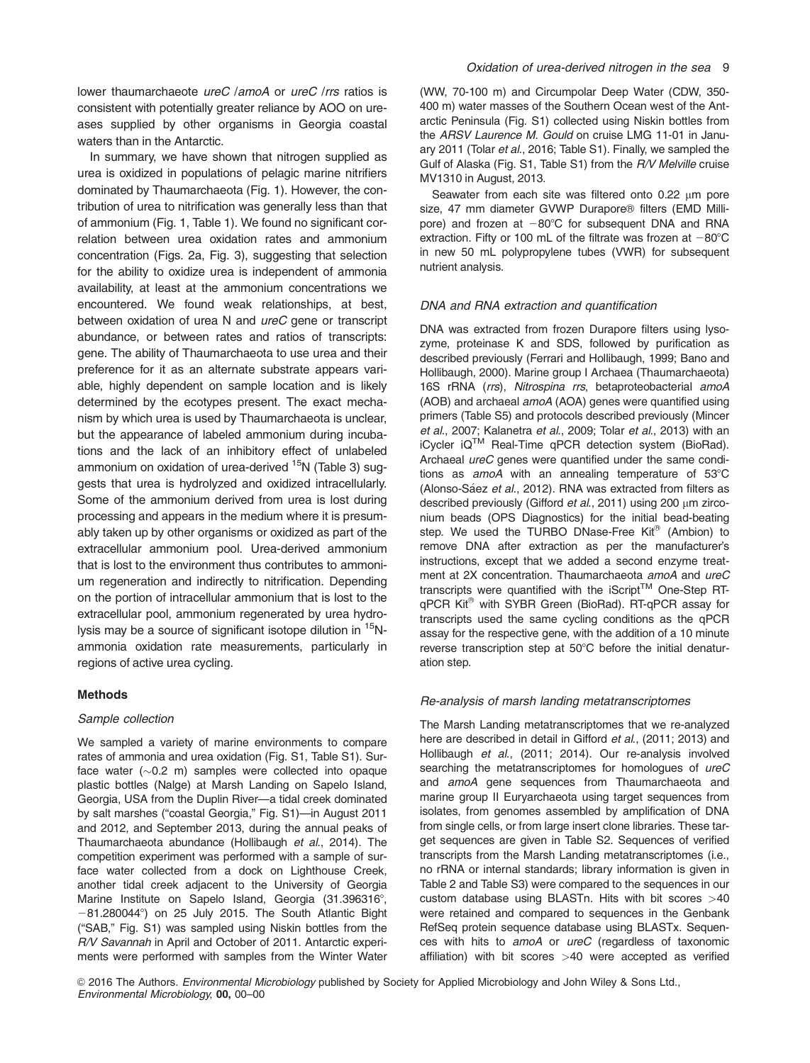lower thaumarchaeote *ureC* /*amoA* or *ureC* /*rrs* ratios is consistent with potentially greater reliance by AOO on ureases supplied by other organisms in Georgia coastal waters than in the Antarctic.

In summary, we have shown that nitrogen supplied as urea is oxidized in populations of pelagic marine nitrifiers dominated by Thaumarchaeota (Fig. 1). However, the contribution of urea to nitrification was generally less than that of ammonium (Fig. 1, Table 1). We found no significant correlation between urea oxidation rates and ammonium concentration (Figs. 2a, Fig. 3), suggesting that selection for the ability to oxidize urea is independent of ammonia availability, at least at the ammonium concentrations we encountered. We found weak relationships, at best, between oxidation of urea N and *ureC* gene or transcript abundance, or between rates and ratios of transcripts: gene. The ability of Thaumarchaeota to use urea and their preference for it as an alternate substrate appears variable, highly dependent on sample location and is likely determined by the ecotypes present. The exact mechanism by which urea is used by Thaumarchaeota is unclear, but the appearance of labeled ammonium during incubations and the lack of an inhibitory effect of unlabeled ammonium on oxidation of urea-derived $^{15}N$ (Table 3) suggests that urea is hydrolyzed and oxidized intracellularly. Some of the ammonium derived from urea is lost during processing and appears in the medium where it is presumably taken up by other organisms or oxidized as part of the extracellular ammonium pool. Urea-derived ammonium that is lost to the environment thus contributes to ammonium regeneration and indirectly to nitrification. Depending on the portion of intracellular ammonium that is lost to the extracellular pool, ammonium regenerated by urea hydrolysis may be a source of significant isotope dilution in $^{15}N$-ammonia oxidation rate measurements, particularly in regions of active urea cycling.

## Methods

### Sample collection

We sampled a variety of marine environments to compare rates of ammonia and urea oxidation (Fig. S1, Table S1). Surface water (~0.2 m) samples were collected into opaque plastic bottles (Nalge) at Marsh Landing on Sapelo Island, Georgia, USA from the Duplin River—a tidal creek dominated by salt marshes ("coastal Georgia," Fig. S1)—in August 2011 and 2012, and September 2013, during the annual peaks of Thaumarchaeota abundance (Hollibaugh *et al.*, 2014). The competition experiment was performed with a sample of surface water collected from a dock on Lighthouse Creek, another tidal creek adjacent to the University of Georgia Marine Institute on Sapelo Island, Georgia (31.396316°, −81.280044°) on 25 July 2015. The South Atlantic Bight ("SAB," Fig. S1) was sampled using Niskin bottles from the *R/V Savannah* in April and October of 2011. Antarctic experiments were performed with samples from the Winter Water (WW, 70-100 m) and Circumpolar Deep Water (CDW, 350-400 m) water masses of the Southern Ocean west of the Antarctic Peninsula (Fig. S1) collected using Niskin bottles from the *ARSV Laurence M. Gould* on cruise LMG 11-01 in January 2011 (Tolar *et al.*, 2016; Table S1). Finally, we sampled the Gulf of Alaska (Fig. S1, Table S1) from the *R/V Melville* cruise MV1310 in August, 2013.

Seawater from each site was filtered onto 0.22 μm pore size, 47 mm diameter GVWP Durapore® filters (EMD Millipore) and frozen at −80°C for subsequent DNA and RNA extraction. Fifty or 100 mL of the filtrate was frozen at −80°C in new 50 mL polypropylene tubes (VWR) for subsequent nutrient analysis.

### DNA and RNA extraction and quantification

DNA was extracted from frozen Durapore filters using lysozyme, proteinase K and SDS, followed by purification as described previously (Ferrari and Hollibaugh, 1999; Bano and Hollibaugh, 2000). Marine group I Archaea (Thaumarchaeota) 16S rRNA (*rrs*), *Nitrospina rrs*, betaproteobacterial *amoA* (AOB) and archaeal *amoA* (AOA) genes were quantified using primers (Table S5) and protocols described previously (Mincer *et al.*, 2007; Kalanetra *et al.*, 2009; Tolar *et al.*, 2013) with an iCycler iQ™ Real-Time qPCR detection system (BioRad). Archaeal *ureC* genes were quantified under the same conditions as *amoA* with an annealing temperature of 53°C (Alonso-Sáez *et al.*, 2012). RNA was extracted from filters as described previously (Gifford *et al.*, 2011) using 200 μm zirconium beads (OPS Diagnostics) for the initial bead-beating step. We used the TURBO DNase-Free Kit® (Ambion) to remove DNA after extraction as per the manufacturer's instructions, except that we added a second enzyme treatment at 2X concentration. Thaumarchaeota *amoA* and *ureC* transcripts were quantified with the iScript™ One-Step RT-qPCR Kit® with SYBR Green (BioRad). RT-qPCR assay for transcripts used the same cycling conditions as the qPCR assay for the respective gene, with the addition of a 10 minute reverse transcription step at 50°C before the initial denaturation step.

### Re-analysis of marsh landing metatranscriptomes

The Marsh Landing metatranscriptomes that we re-analyzed here are described in detail in Gifford *et al.*, (2011; 2013) and Hollibaugh *et al.*, (2011; 2014). Our re-analysis involved searching the metatranscriptomes for homologues of *ureC* and *amoA* gene sequences from Thaumarchaeota and marine group II Euryarchaeota using target sequences from isolates, from genomes assembled by amplification of DNA from single cells, or from large insert clone libraries. These target sequences are given in Table S2. Sequences of verified transcripts from the Marsh Landing metatranscriptomes (i.e., no rRNA or internal standards; library information is given in Table 2 and Table S3) were compared to the sequences in our custom database using BLASTn. Hits with bit scores >40 were retained and compared to sequences in the Genbank RefSeq protein sequence database using BLASTx. Sequences with hits to *amoA* or *ureC* (regardless of taxonomic affiliation) with bit scores >40 were accepted as verified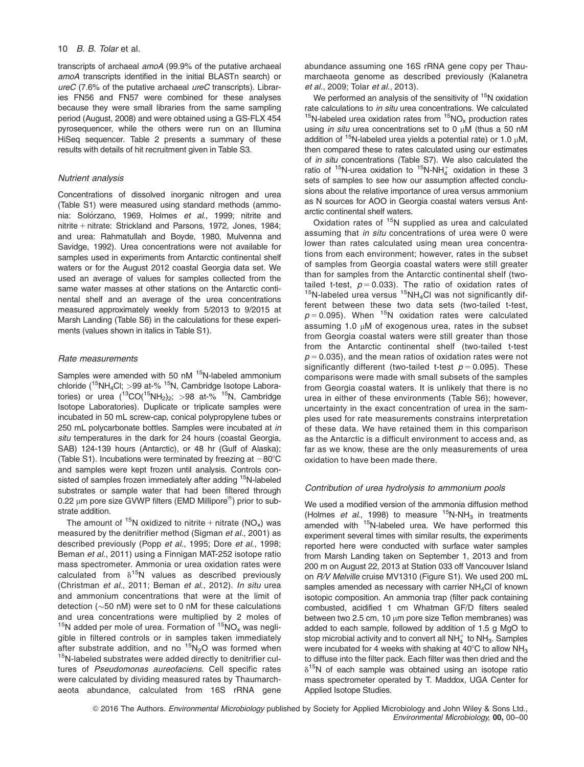transcripts of archaeal *amoA* (99.9% of the putative archaeal *amoA* transcripts identified in the initial BLASTn search) or *ureC* (7.6% of the putative archaeal *ureC* transcripts). Libraries FN56 and FN57 were combined for these analyses because they were small libraries from the same sampling period (August, 2008) and were obtained using a GS-FLX 454 pyrosequencer, while the others were run on an Illumina HiSeq sequencer. Table 2 presents a summary of these results with details of hit recruitment given in Table S3.

### *Nutrient analysis*

Concentrations of dissolved inorganic nitrogen and urea (Table S1) were measured using standard methods (ammonia: Solórzano, 1969, Holmes *et al.*, 1999; nitrite and nitrite + nitrate: Strickland and Parsons, 1972, Jones, 1984; and urea: Rahmatullah and Boyde, 1980, Mulvenna and Savidge, 1992). Urea concentrations were not available for samples used in experiments from Antarctic continental shelf waters or for the August 2012 coastal Georgia data set. We used an average of values for samples collected from the same water masses at other stations on the Antarctic continental shelf and an average of the urea concentrations measured approximately weekly from 5/2013 to 9/2015 at Marsh Landing (Table S6) in the calculations for these experiments (values shown in italics in Table S1).

### *Rate measurements*

Samples were amended with 50 nM $^{15}$N-labeled ammonium chloride ($^{15}NH_4Cl$; >99 at-% $^{15}$N, Cambridge Isotope Laboratories) or urea ($^{13}CO(^{15}NH_2)_2$; >98 at-% $^{15}$N, Cambridge Isotope Laboratories). Duplicate or triplicate samples were incubated in 50 mL screw-cap, conical polypropylene tubes or 250 mL polycarbonate bottles. Samples were incubated at *in situ* temperatures in the dark for 24 hours (coastal Georgia, SAB) 124-139 hours (Antarctic), or 48 hr (Gulf of Alaska); (Table S1). Incubations were terminated by freezing at −80°C and samples were kept frozen until analysis. Controls consisted of samples frozen immediately after adding $^{15}$N-labeled substrates or sample water that had been filtered through 0.22 μm pore size GVWP filters (EMD Millipore®) prior to substrate addition.

The amount of $^{15}$N oxidized to nitrite + nitrate ($NO_x$) was measured by the denitrifier method (Sigman *et al.*, 2001) as described previously (Popp *et al.*, 1995; Dore *et al.*, 1998; Beman *et al.*, 2011) using a Finnigan MAT-252 isotope ratio mass spectrometer. Ammonia or urea oxidation rates were calculated from $\delta^{15}$N values as described previously (Christman *et al.*, 2011; Beman *et al.*, 2012). *In situ* urea and ammonium concentrations that were at the limit of detection (~50 nM) were set to 0 nM for these calculations and urea concentrations were multiplied by 2 moles of $^{15}$N added per mole of urea. Formation of $^{15}NO_x$ was negligible in filtered controls or in samples taken immediately after substrate addition, and no $^{15}N_2O$ was formed when $^{15}$N-labeled substrates were added directly to denitrifier cultures of *Pseudomonas aureofaciens*. Cell specific rates were calculated by dividing measured rates by Thaumarchaeota abundance, calculated from 16S rRNA gene abundance assuming one 16S rRNA gene copy per Thaumarchaeota genome as described previously (Kalanetra *et al.*, 2009; Tolar *et al.*, 2013).

We performed an analysis of the sensitivity of $^{15}$N oxidation rate calculations to *in situ* urea concentrations. We calculated $^{15}$N-labeled urea oxidation rates from $^{15}NO_x$ production rates using *in situ* urea concentrations set to 0 μM (thus a 50 nM addition of $^{15}$N-labeled urea yields a potential rate) or 1.0 μM, then compared these to rates calculated using our estimates of *in situ* concentrations (Table S7). We also calculated the ratio of $^{15}$N-urea oxidation to $^{15}N\text{-}NH_4^+$ oxidation in these 3 sets of samples to see how our assumption affected conclusions about the relative importance of urea versus ammonium as N sources for AOO in Georgia coastal waters versus Antarctic continental shelf waters.

Oxidation rates of $^{15}$N supplied as urea and calculated assuming that *in situ* concentrations of urea were 0 were lower than rates calculated using mean urea concentrations from each environment; however, rates in the subset of samples from Georgia coastal waters were still greater than for samples from the Antarctic continental shelf (two-tailed t-test, $p = 0.033$). The ratio of oxidation rates of $^{15}$N-labeled urea versus $^{15}NH_4Cl$ was not significantly different between these two data sets (two-tailed t-test, $p = 0.095$). When $^{15}$N oxidation rates were calculated assuming 1.0 μM of exogenous urea, rates in the subset from Georgia coastal waters were still greater than those from the Antarctic continental shelf (two-tailed t-test $p = 0.035$), and the mean ratios of oxidation rates were not significantly different (two-tailed t-test $p = 0.095$). These comparisons were made with small subsets of the samples from Georgia coastal waters. It is unlikely that there is no urea in either of these environments (Table S6); however, uncertainty in the exact concentration of urea in the samples used for rate measurements constrains interpretation of these data. We have retained them in this comparison as the Antarctic is a difficult environment to access and, as far as we know, these are the only measurements of urea oxidation to have been made there.

### *Contribution of urea hydrolysis to ammonium pools*

We used a modified version of the ammonia diffusion method (Holmes *et al.*, 1998) to measure $^{15}N\text{-}NH_3$ in treatments amended with $^{15}$N-labeled urea. We have performed this experiment several times with similar results, the experiments reported here were conducted with surface water samples from Marsh Landing taken on September 1, 2013 and from 200 m on August 22, 2013 at Station 033 off Vancouver Island on *R/V Melville* cruise MV1310 (Figure S1). We used 200 mL samples amended as necessary with carrier $NH_4Cl$ of known isotopic composition. An ammonia trap (filter pack containing combusted, acidified 1 cm Whatman GF/D filters sealed between two 2.5 cm, 10 μm pore size Teflon membranes) was added to each sample, followed by addition of 1.5 g MgO to stop microbial activity and to convert all $NH_4^+$ to $NH_3$. Samples were incubated for 4 weeks with shaking at 40°C to allow $NH_3$ to diffuse into the filter pack. Each filter was then dried and the $\delta^{15}$N of each sample was obtained using an isotope ratio mass spectrometer operated by T. Maddox, UGA Center for Applied Isotope Studies.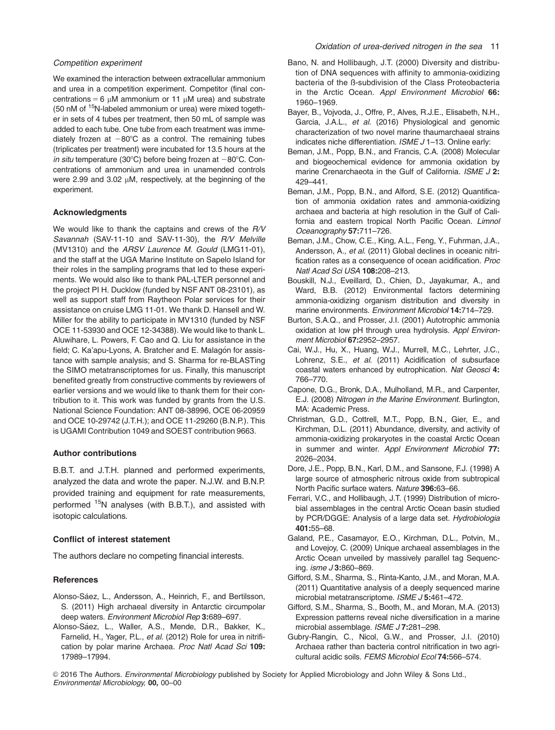*Competition experiment*

We examined the interaction between extracellular ammonium and urea in a competition experiment. Competitor (final concentrations = 6 μM ammonium or 11 μM urea) and substrate (50 nM of $^{15}$N-labeled ammonium or urea) were mixed together in sets of 4 tubes per treatment, then 50 mL of sample was added to each tube. One tube from each treatment was immediately frozen at −80°C as a control. The remaining tubes (triplicates per treatment) were incubated for 13.5 hours at the *in situ* temperature (30°C) before being frozen at −80°C. Concentrations of ammonium and urea in unamended controls were 2.99 and 3.02 μM, respectively, at the beginning of the experiment.

## Acknowledgments

We would like to thank the captains and crews of the *R/V Savannah* (SAV-11-10 and SAV-11-30), the *R/V Melville* (MV1310) and the *ARSV Laurence M. Gould* (LMG11-01), and the staff at the UGA Marine Institute on Sapelo Island for their roles in the sampling programs that led to these experiments. We would also like to thank PAL-LTER personnel and the project PI H. Ducklow (funded by NSF ANT 08-23101), as well as support staff from Raytheon Polar services for their assistance on cruise LMG 11-01. We thank D. Hansell and W. Miller for the ability to participate in MV1310 (funded by NSF OCE 11-53930 and OCE 12-34388). We would like to thank L. Aluwihare, L. Powers, F. Cao and Q. Liu for assistance in the field; C. Ka'apu-Lyons, A. Bratcher and E. Malagón for assistance with sample analysis; and S. Sharma for re-BLASTing the SIMO metatranscriptomes for us. Finally, this manuscript benefited greatly from constructive comments by reviewers of earlier versions and we would like to thank them for their contribution to it. This work was funded by grants from the U.S. National Science Foundation: ANT 08-38996, OCE 06-20959 and OCE 10-29742 (J.T.H.); and OCE 11-29260 (B.N.P.). This is UGAMI Contribution 1049 and SOEST contribution 9663.

## Author contributions

B.B.T. and J.T.H. planned and performed experiments, analyzed the data and wrote the paper. N.J.W. and B.N.P. provided training and equipment for rate measurements, performed $^{15}$N analyses (with B.B.T.), and assisted with isotopic calculations.

## Conflict of interest statement

The authors declare no competing financial interests.

## References

Alonso-Sáez, L., Andersson, A., Heinrich, F., and Bertilsson, S. (2011) High archaeal diversity in Antarctic circumpolar deep waters. *Environment Microbiol Rep* **3:**689–697.

Alonso-Sáez, L., Waller, A.S., Mende, D.R., Bakker, K., Farnelid, H., Yager, P.L., *et al.* (2012) Role for urea in nitrification by polar marine Archaea. *Proc Natl Acad Sci* **109:** 17989–17994.

Bano, N. and Hollibaugh, J.T. (2000) Diversity and distribution of DNA sequences with affinity to ammonia-oxidizing bacteria of the ß-subdivision of the Class Proteobacteria in the Arctic Ocean. *Appl Environment Microbiol* **66:** 1960–1969.

Bayer, B., Vojvoda, J., Offre, P., Alves, R.J.E., Elisabeth, N.H., Garcia, J.A.L., *et al.* (2016) Physiological and genomic characterization of two novel marine thaumarchaeal strains indicates niche differentiation. *ISME J* 1–13. Online early:

Beman, J.M., Popp, B.N., and Francis, C.A. (2008) Molecular and biogeochemical evidence for ammonia oxidation by marine Crenarchaeota in the Gulf of California. *ISME J* **2:** 429–441.

Beman, J.M., Popp, B.N., and Alford, S.E. (2012) Quantification of ammonia oxidation rates and ammonia-oxidizing archaea and bacteria at high resolution in the Gulf of California and eastern tropical North Pacific Ocean. *Limnol Oceanography* **57:**711–726.

Beman, J.M., Chow, C.E., King, A.L., Feng, Y., Fuhrman, J.A., Andersson, A., *et al.* (2011) Global declines in oceanic nitrification rates as a consequence of ocean acidification. *Proc Natl Acad Sci USA* **108:**208–213.

Bouskill, N.J., Eveillard, D., Chien, D., Jayakumar, A., and Ward, B.B. (2012) Environmental factors determining ammonia-oxidizing organism distribution and diversity in marine environments. *Environment Microbiol* **14:**714–729.

Burton, S.A.Q., and Prosser, J.I. (2001) Autotrophic ammonia oxidation at low pH through urea hydrolysis. *Appl Environment Microbiol* **67:**2952–2957.

Cai, W.J., Hu, X., Huang, W.J., Murrell, M.C., Lehrter, J.C., Lohrenz, S.E., *et al.* (2011) Acidification of subsurface coastal waters enhanced by eutrophication. *Nat Geosci* **4:** 766–770.

Capone, D.G., Bronk, D.A., Mulholland, M.R., and Carpenter, E.J. (2008) *Nitrogen in the Marine Environment*. Burlington, MA: Academic Press.

Christman, G.D., Cottrell, M.T., Popp, B.N., Gier, E., and Kirchman, D.L. (2011) Abundance, diversity, and activity of ammonia-oxidizing prokaryotes in the coastal Arctic Ocean in summer and winter. *Appl Environment Microbiol* **77:** 2026–2034.

Dore, J.E., Popp, B.N., Karl, D.M., and Sansone, F.J. (1998) A large source of atmospheric nitrous oxide from subtropical North Pacific surface waters. *Nature* **396:**63–66.

Ferrari, V.C., and Hollibaugh, J.T. (1999) Distribution of microbial assemblages in the central Arctic Ocean basin studied by PCR/DGGE: Analysis of a large data set. *Hydrobiologia* **401:**55–68.

Galand, P.E., Casamayor, E.O., Kirchman, D.L., Potvin, M., and Lovejoy, C. (2009) Unique archaeal assemblages in the Arctic Ocean unveiled by massively parallel tag Sequencing. *isme J* **3:**860–869.

Gifford, S.M., Sharma, S., Rinta-Kanto, J.M., and Moran, M.A. (2011) Quantitative analysis of a deeply sequenced marine microbial metatranscriptome. *ISME J* **5:**461–472.

Gifford, S.M., Sharma, S., Booth, M., and Moran, M.A. (2013) Expression patterns reveal niche diversification in a marine microbial assemblage. *ISME J* **7:**281–298.

Gubry-Rangin, C., Nicol, G.W., and Prosser, J.I. (2010) Archaea rather than bacteria control nitrification in two agricultural acidic soils. *FEMS Microbiol Ecol* **74:**566–574.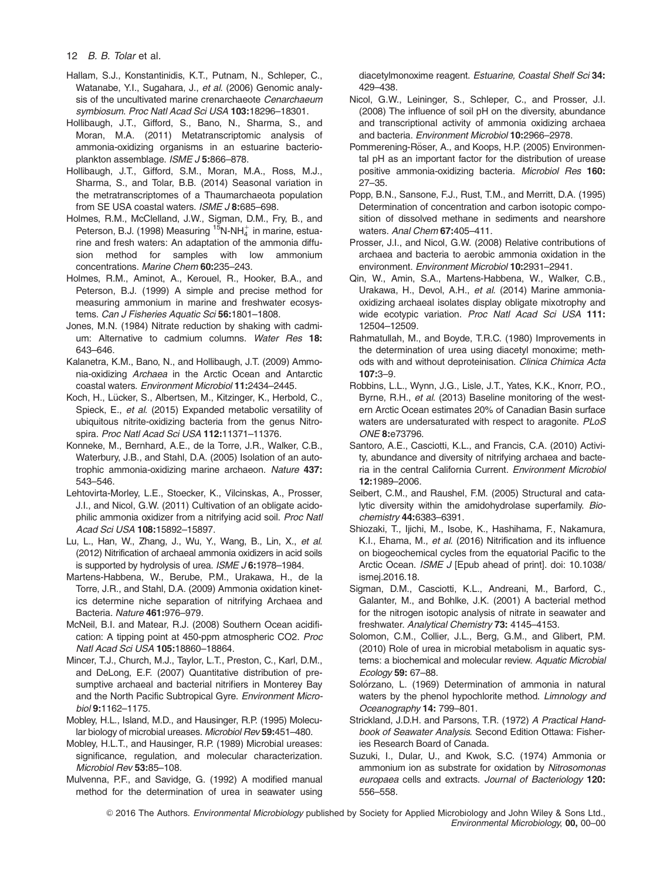Hallam, S.J., Konstantinidis, K.T., Putnam, N., Schleper, C., Watanabe, Y.I., Sugahara, J., *et al.* (2006) Genomic analysis of the uncultivated marine crenarchaeote *Cenarchaeum symbiosum*. *Proc Natl Acad Sci USA* **103:**18296–18301.

Hollibaugh, J.T., Gifford, S., Bano, N., Sharma, S., and Moran, M.A. (2011) Metatranscriptomic analysis of ammonia-oxidizing organisms in an estuarine bacterioplankton assemblage. *ISME J* **5:**866–878.

Hollibaugh, J.T., Gifford, S.M., Moran, M.A., Ross, M.J., Sharma, S., and Tolar, B.B. (2014) Seasonal variation in the metratranscriptomes of a Thaumarchaeota population from SE USA coastal waters. *ISME J* **8:**685–698.

Holmes, R.M., McClelland, J.W., Sigman, D.M., Fry, B., and Peterson, B.J. (1998) Measuring $^{15}N\text{-}NH_4^+$ in marine, estuarine and fresh waters: An adaptation of the ammonia diffusion method for samples with low ammonium concentrations. *Marine Chem* **60:**235–243.

Holmes, R.M., Aminot, A., Kerouel, R., Hooker, B.A., and Peterson, B.J. (1999) A simple and precise method for measuring ammonium in marine and freshwater ecosystems. *Can J Fisheries Aquatic Sci* **56:**1801–1808.

Jones, M.N. (1984) Nitrate reduction by shaking with cadmium: Alternative to cadmium columns. *Water Res* **18:** 643–646.

Kalanetra, K.M., Bano, N., and Hollibaugh, J.T. (2009) Ammonia-oxidizing *Archaea* in the Arctic Ocean and Antarctic coastal waters. *Environment Microbiol* **11:**2434–2445.

Koch, H., Lücker, S., Albertsen, M., Kitzinger, K., Herbold, C., Spieck, E., *et al.* (2015) Expanded metabolic versatility of ubiquitous nitrite-oxidizing bacteria from the genus Nitrospira. *Proc Natl Acad Sci USA* **112:**11371–11376.

Konneke, M., Bernhard, A.E., de la Torre, J.R., Walker, C.B., Waterbury, J.B., and Stahl, D.A. (2005) Isolation of an autotrophic ammonia-oxidizing marine archaeon. *Nature* **437:** 543–546.

Lehtovirta-Morley, L.E., Stoecker, K., Vilcinskas, A., Prosser, J.I., and Nicol, G.W. (2011) Cultivation of an obligate acidophilic ammonia oxidizer from a nitrifying acid soil. *Proc Natl Acad Sci USA* **108:**15892–15897.

Lu, L., Han, W., Zhang, J., Wu, Y., Wang, B., Lin, X., *et al.* (2012) Nitrification of archaeal ammonia oxidizers in acid soils is supported by hydrolysis of urea. *ISME J* **6:**1978–1984.

Martens-Habbena, W., Berube, P.M., Urakawa, H., de la Torre, J.R., and Stahl, D.A. (2009) Ammonia oxidation kinetics determine niche separation of nitrifying Archaea and Bacteria. *Nature* **461:**976–979.

McNeil, B.I. and Matear, R.J. (2008) Southern Ocean acidification: A tipping point at 450-ppm atmospheric CO2. *Proc Natl Acad Sci USA* **105:**18860–18864.

Mincer, T.J., Church, M.J., Taylor, L.T., Preston, C., Karl, D.M., and DeLong, E.F. (2007) Quantitative distribution of presumptive archaeal and bacterial nitrifiers in Monterey Bay and the North Pacific Subtropical Gyre. *Environment Microbiol* **9:**1162–1175.

Mobley, H.L., Island, M.D., and Hausinger, R.P. (1995) Molecular biology of microbial ureases. *Microbiol Rev* **59:**451–480.

Mobley, H.L.T., and Hausinger, R.P. (1989) Microbial ureases: significance, regulation, and molecular characterization. *Microbiol Rev* **53:**85–108.

Mulvenna, P.F., and Savidge, G. (1992) A modified manual method for the determination of urea in seawater using diacetylmonoxime reagent. *Estuarine, Coastal Shelf Sci* **34:** 429–438.

Nicol, G.W., Leininger, S., Schleper, C., and Prosser, J.I. (2008) The influence of soil pH on the diversity, abundance and transcriptional activity of ammonia oxidizing archaea and bacteria. *Environment Microbiol* **10:**2966–2978.

Pommerening-Röser, A., and Koops, H.P. (2005) Environmental pH as an important factor for the distribution of urease positive ammonia-oxidizing bacteria. *Microbiol Res* **160:** 27–35.

Popp, B.N., Sansone, F.J., Rust, T.M., and Merritt, D.A. (1995) Determination of concentration and carbon isotopic composition of dissolved methane in sediments and nearshore waters. *Anal Chem* **67:**405–411.

Prosser, J.I., and Nicol, G.W. (2008) Relative contributions of archaea and bacteria to aerobic ammonia oxidation in the environment. *Environment Microbiol* **10:**2931–2941.

Qin, W., Amin, S.A., Martens-Habbena, W., Walker, C.B., Urakawa, H., Devol, A.H., *et al.* (2014) Marine ammonia-oxidizing archaeal isolates display obligate mixotrophy and wide ecotypic variation. *Proc Natl Acad Sci USA* **111:** 12504–12509.

Rahmatullah, M., and Boyde, T.R.C. (1980) Improvements in the determination of urea using diacetyl monoxime; methods with and without deproteinisation. *Clinica Chimica Acta* **107:**3–9.

Robbins, L.L., Wynn, J.G., Lisle, J.T., Yates, K.K., Knorr, P.O., Byrne, R.H., *et al.* (2013) Baseline monitoring of the western Arctic Ocean estimates 20% of Canadian Basin surface waters are undersaturated with respect to aragonite. *PLoS ONE* **8:**e73796.

Santoro, A.E., Casciotti, K.L., and Francis, C.A. (2010) Activity, abundance and diversity of nitrifying archaea and bacteria in the central California Current. *Environment Microbiol* **12:**1989–2006.

Seibert, C.M., and Raushel, F.M. (2005) Structural and catalytic diversity within the amidohydrolase superfamily. *Biochemistry* **44:**6383–6391.

Shiozaki, T., Ijichi, M., Isobe, K., Hashihama, F., Nakamura, K.I., Ehama, M., *et al.* (2016) Nitrification and its influence on biogeochemical cycles from the equatorial Pacific to the Arctic Ocean. *ISME J* [Epub ahead of print]. doi: 10.1038/ismej.2016.18.

Sigman, D.M., Casciotti, K.L., Andreani, M., Barford, C., Galanter, M., and Bohlke, J.K. (2001) A bacterial method for the nitrogen isotopic analysis of nitrate in seawater and freshwater. *Analytical Chemistry* **73:** 4145–4153.

Solomon, C.M., Collier, J.L., Berg, G.M., and Glibert, P.M. (2010) Role of urea in microbial metabolism in aquatic systems: a biochemical and molecular review. *Aquatic Microbial Ecology* **59:** 67–88.

Solórzano, L. (1969) Determination of ammonia in natural waters by the phenol hypochlorite method. *Limnology and Oceanography* **14:** 799–801.

Strickland, J.D.H. and Parsons, T.R. (1972) *A Practical Handbook of Seawater Analysis*. Second Edition Ottawa: Fisheries Research Board of Canada.

Suzuki, I., Dular, U., and Kwok, S.C. (1974) Ammonia or ammonium ion as substrate for oxidation by *Nitrosomonas europaea* cells and extracts. *Journal of Bacteriology* **120:** 556–558.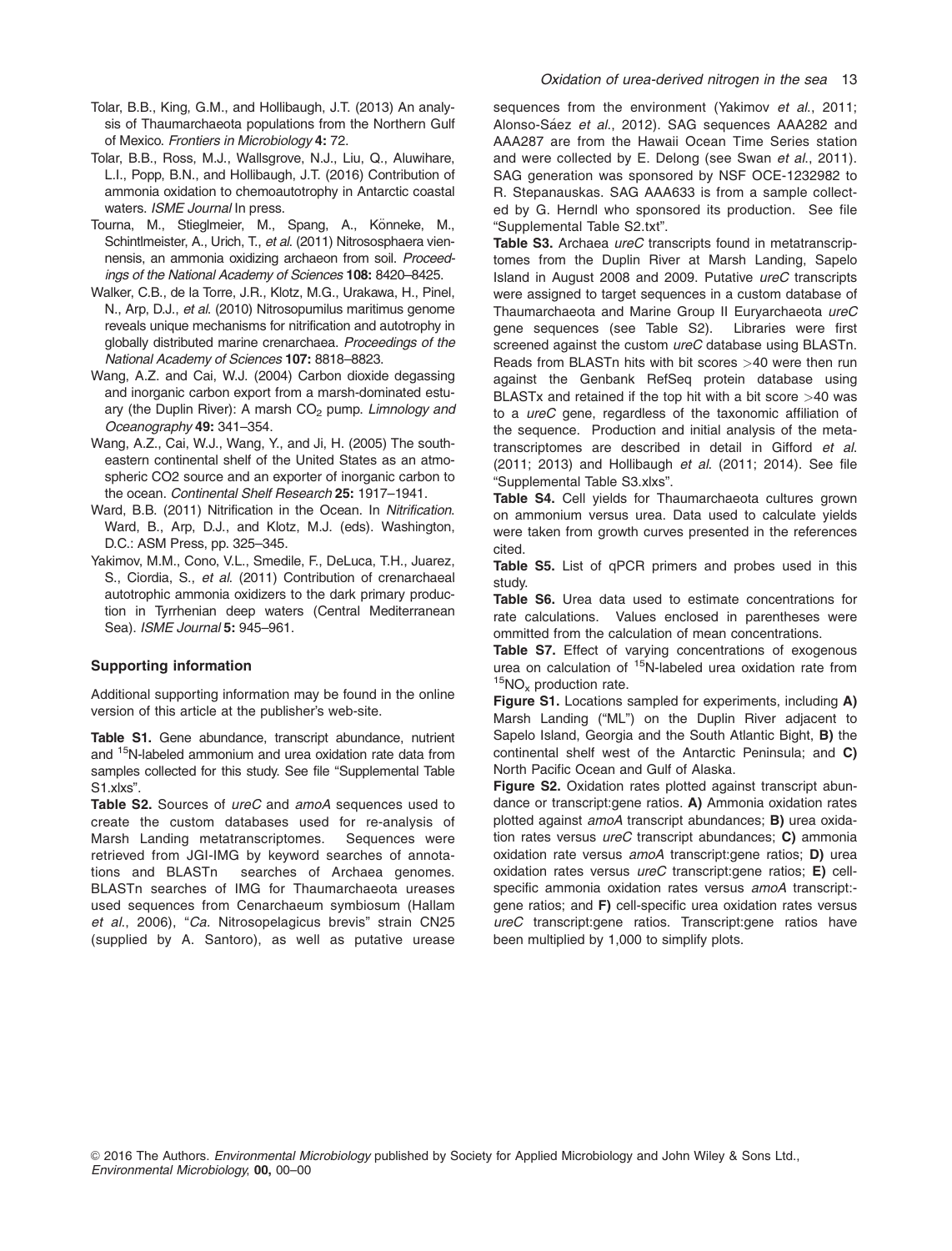Tolar, B.B., King, G.M., and Hollibaugh, J.T. (2013) An analysis of Thaumarchaeota populations from the Northern Gulf of Mexico. *Frontiers in Microbiology* **4:** 72.

Tolar, B.B., Ross, M.J., Wallsgrove, N.J., Liu, Q., Aluwihare, L.I., Popp, B.N., and Hollibaugh, J.T. (2016) Contribution of ammonia oxidation to chemoautotrophy in Antarctic coastal waters. *ISME Journal* In press.

Tourna, M., Stieglmeier, M., Spang, A., Könneke, M., Schintlmeister, A., Urich, T., *et al.* (2011) Nitrososphaera viennensis, an ammonia oxidizing archaeon from soil. *Proceedings of the National Academy of Sciences* **108:** 8420–8425.

Walker, C.B., de la Torre, J.R., Klotz, M.G., Urakawa, H., Pinel, N., Arp, D.J., *et al.* (2010) Nitrosopumilus maritimus genome reveals unique mechanisms for nitrification and autotrophy in globally distributed marine crenarchaea. *Proceedings of the National Academy of Sciences* **107:** 8818–8823.

Wang, A.Z. and Cai, W.J. (2004) Carbon dioxide degassing and inorganic carbon export from a marsh-dominated estuary (the Duplin River): A marsh $CO_2$ pump. *Limnology and Oceanography* **49:** 341–354.

Wang, A.Z., Cai, W.J., Wang, Y., and Ji, H. (2005) The southeastern continental shelf of the United States as an atmospheric CO2 source and an exporter of inorganic carbon to the ocean. *Continental Shelf Research* **25:** 1917–1941.

Ward, B.B. (2011) Nitrification in the Ocean. In *Nitrification*. Ward, B., Arp, D.J., and Klotz, M.J. (eds). Washington, D.C.: ASM Press, pp. 325–345.

Yakimov, M.M., Cono, V.L., Smedile, F., DeLuca, T.H., Juarez, S., Ciordia, S., *et al.* (2011) Contribution of crenarchaeal autotrophic ammonia oxidizers to the dark primary production in Tyrrhenian deep waters (Central Mediterranean Sea). *ISME Journal* **5:** 945–961.

### Supporting information

Additional supporting information may be found in the online version of this article at the publisher's web-site.

**Table S1.** Gene abundance, transcript abundance, nutrient and $^{15}$N-labeled ammonium and urea oxidation rate data from samples collected for this study. See file "Supplemental Table S1.xlxs".

**Table S2.** Sources of *ureC* and *amoA* sequences used to create the custom databases used for re-analysis of Marsh Landing metatranscriptomes. Sequences were retrieved from JGI-IMG by keyword searches of annotations and BLASTn searches of Archaea genomes. BLASTn searches of IMG for Thaumarchaeota ureases used sequences from Cenarchaeum symbiosum (Hallam *et al.*, 2006), "*Ca.* Nitrosopelagicus brevis" strain CN25 (supplied by A. Santoro), as well as putative urease sequences from the environment (Yakimov *et al.*, 2011; Alonso-Sáez *et al.*, 2012). SAG sequences AAA282 and AAA287 are from the Hawaii Ocean Time Series station and were collected by E. Delong (see Swan *et al.*, 2011). SAG generation was sponsored by NSF OCE-1232982 to R. Stepanauskas. SAG AAA633 is from a sample collected by G. Herndl who sponsored its production. See file "Supplemental Table S2.txt".

**Table S3.** Archaea *ureC* transcripts found in metatranscriptomes from the Duplin River at Marsh Landing, Sapelo Island in August 2008 and 2009. Putative *ureC* transcripts were assigned to target sequences in a custom database of Thaumarchaeota and Marine Group II Euryarchaeota *ureC* gene sequences (see Table S2). Libraries were first screened against the custom *ureC* database using BLASTn. Reads from BLASTn hits with bit scores >40 were then run against the Genbank RefSeq protein database using BLASTx and retained if the top hit with a bit score >40 was to a *ureC* gene, regardless of the taxonomic affiliation of the sequence. Production and initial analysis of the metatranscriptomes are described in detail in Gifford *et al.* (2011; 2013) and Hollibaugh *et al.* (2011; 2014). See file "Supplemental Table S3.xlxs".

**Table S4.** Cell yields for Thaumarchaeota cultures grown on ammonium versus urea. Data used to calculate yields were taken from growth curves presented in the references cited.

**Table S5.** List of qPCR primers and probes used in this study.

**Table S6.** Urea data used to estimate concentrations for rate calculations. Values enclosed in parentheses were ommitted from the calculation of mean concentrations.

**Table S7.** Effect of varying concentrations of exogenous urea on calculation of $^{15}$N-labeled urea oxidation rate from $^{15}NO_x$ production rate.

**Figure S1.** Locations sampled for experiments, including **A)** Marsh Landing ("ML") on the Duplin River adjacent to Sapelo Island, Georgia and the South Atlantic Bight, **B)** the continental shelf west of the Antarctic Peninsula; and **C)** North Pacific Ocean and Gulf of Alaska.

**Figure S2.** Oxidation rates plotted against transcript abundance or transcript:gene ratios. **A)** Ammonia oxidation rates plotted against *amoA* transcript abundances; **B)** urea oxidation rates versus *ureC* transcript abundances; **C)** ammonia oxidation rate versus *amoA* transcript:gene ratios; **D)** urea oxidation rates versus *ureC* transcript:gene ratios; **E)** cell-specific ammonia oxidation rates versus *amoA* transcript:-gene ratios; and **F)** cell-specific urea oxidation rates versus *ureC* transcript:gene ratios. Transcript:gene ratios have been multiplied by 1,000 to simplify plots.